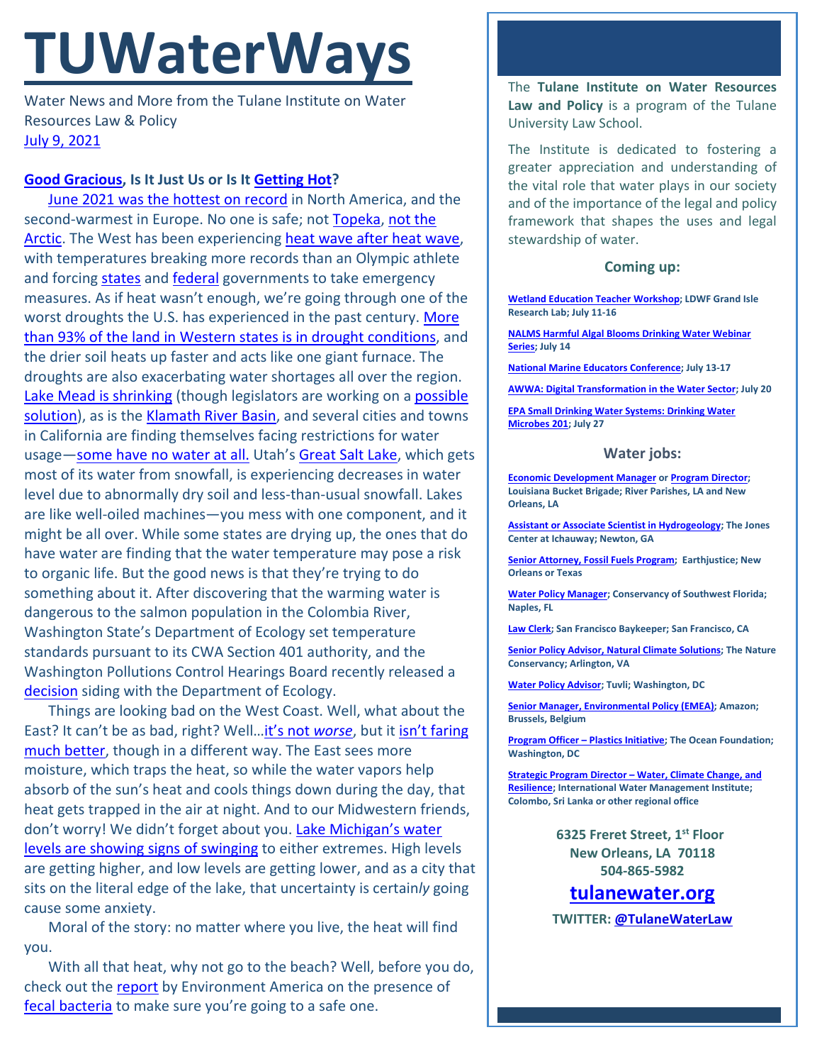# TUWaterWays

Water News and More from the Tulane Institute on Water Resources Law & Policy
July 9, 2021

**Good Gracious, Is It Just Us or Is It Getting Hot?**

June 2021 was the hottest on record in North America, and the second-warmest in Europe. No one is safe; not Topeka, not the Arctic. The West has been experiencing heat wave after heat wave, with temperatures breaking more records than an Olympic athlete and forcing states and federal governments to take emergency measures. As if heat wasn't enough, we're going through one of the worst droughts the U.S. has experienced in the past century. More than 93% of the land in Western states is in drought conditions, and the drier soil heats up faster and acts like one giant furnace. The droughts are also exacerbating water shortages all over the region. Lake Mead is shrinking (though legislators are working on a possible solution), as is the Klamath River Basin, and several cities and towns in California are finding themselves facing restrictions for water usage—some have no water at all. Utah's Great Salt Lake, which gets most of its water from snowfall, is experiencing decreases in water level due to abnormally dry soil and less-than-usual snowfall. Lakes are like well-oiled machines—you mess with one component, and it might be all over. While some states are drying up, the ones that do have water are finding that the water temperature may pose a risk to organic life. But the good news is that they're trying to do something about it. After discovering that the warming water is dangerous to the salmon population in the Colombia River, Washington State's Department of Ecology set temperature standards pursuant to its CWA Section 401 authority, and the Washington Pollutions Control Hearings Board recently released a decision siding with the Department of Ecology.

Things are looking bad on the West Coast. Well, what about the East? It can't be as bad, right? Well…it's not *worse*, but it isn't faring much better, though in a different way. The East sees more moisture, which traps the heat, so while the water vapors help absorb of the sun's heat and cools things down during the day, that heat gets trapped in the air at night. And to our Midwestern friends, don't worry! We didn't forget about you. Lake Michigan's water levels are showing signs of swinging to either extremes. High levels are getting higher, and low levels are getting lower, and as a city that sits on the literal edge of the lake, that uncertainty is certain*ly* going cause some anxiety.

Moral of the story: no matter where you live, the heat will find you.

With all that heat, why not go to the beach? Well, before you do, check out the report by Environment America on the presence of fecal bacteria to make sure you're going to a safe one.

The **Tulane Institute on Water Resources Law and Policy** is a program of the Tulane University Law School.

The Institute is dedicated to fostering a greater appreciation and understanding of the vital role that water plays in our society and of the importance of the legal and policy framework that shapes the uses and legal stewardship of water.

### Coming up:

**Wetland Education Teacher Workshop; LDWF Grand Isle Research Lab; July 11-16**

**NALMS Harmful Algal Blooms Drinking Water Webinar Series; July 14**

**National Marine Educators Conference; July 13-17**

**AWWA: Digital Transformation in the Water Sector; July 20**

**EPA Small Drinking Water Systems: Drinking Water Microbes 201; July 27**

### Water jobs:

**Economic Development Manager or Program Director; Louisiana Bucket Brigade; River Parishes, LA and New Orleans, LA**

**Assistant or Associate Scientist in Hydrogeology; The Jones Center at Ichauway; Newton, GA**

**Senior Attorney, Fossil Fuels Program; Earthjustice; New Orleans or Texas**

**Water Policy Manager; Conservancy of Southwest Florida; Naples, FL**

**Law Clerk; San Francisco Baykeeper; San Francisco, CA**

**Senior Policy Advisor, Natural Climate Solutions; The Nature Conservancy; Arlington, VA**

**Water Policy Advisor; Tuvli; Washington, DC**

**Senior Manager, Environmental Policy (EMEA); Amazon; Brussels, Belgium**

**Program Officer – Plastics Initiative; The Ocean Foundation; Washington, DC**

**Strategic Program Director – Water, Climate Change, and Resilience; International Water Management Institute; Colombo, Sri Lanka or other regional office**

**6325 Freret Street, 1st Floor**
**New Orleans, LA 70118**
**504-865-5982**

## tulanewater.org

**TWITTER: @TulaneWaterLaw**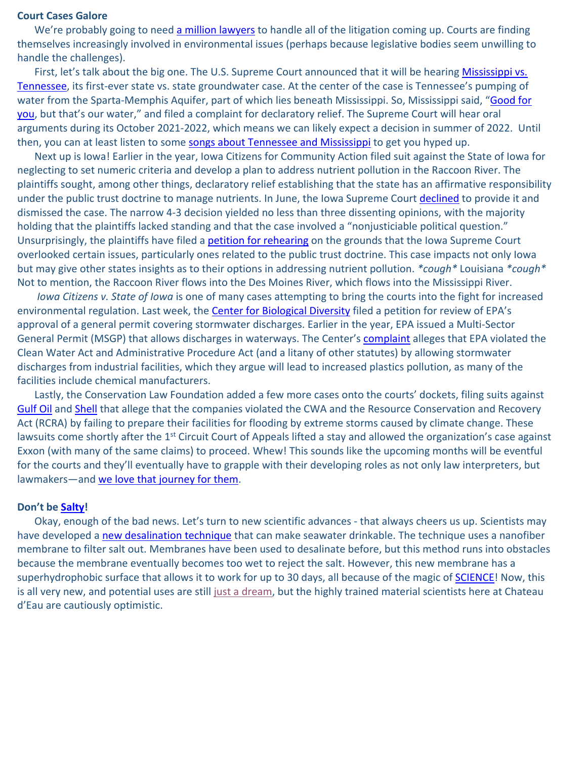**Court Cases Galore**

We're probably going to need a million lawyers to handle all of the litigation coming up. Courts are finding themselves increasingly involved in environmental issues (perhaps because legislative bodies seem unwilling to handle the challenges).

First, let's talk about the big one. The U.S. Supreme Court announced that it will be hearing Mississippi vs. Tennessee, its first-ever state vs. state groundwater case. At the center of the case is Tennessee's pumping of water from the Sparta-Memphis Aquifer, part of which lies beneath Mississippi. So, Mississippi said, "Good for you, but that's our water," and filed a complaint for declaratory relief. The Supreme Court will hear oral arguments during its October 2021-2022, which means we can likely expect a decision in summer of 2022. Until then, you can at least listen to some songs about Tennessee and Mississippi to get you hyped up.

Next up is Iowa! Earlier in the year, Iowa Citizens for Community Action filed suit against the State of Iowa for neglecting to set numeric criteria and develop a plan to address nutrient pollution in the Raccoon River. The plaintiffs sought, among other things, declaratory relief establishing that the state has an affirmative responsibility under the public trust doctrine to manage nutrients. In June, the Iowa Supreme Court declined to provide it and dismissed the case. The narrow 4-3 decision yielded no less than three dissenting opinions, with the majority holding that the plaintiffs lacked standing and that the case involved a "nonjusticiable political question." Unsurprisingly, the plaintiffs have filed a petition for rehearing on the grounds that the Iowa Supreme Court overlooked certain issues, particularly ones related to the public trust doctrine. This case impacts not only Iowa but may give other states insights as to their options in addressing nutrient pollution. *\*cough\** Louisiana *\*cough\** Not to mention, the Raccoon River flows into the Des Moines River, which flows into the Mississippi River.

*Iowa Citizens v. State of Iowa* is one of many cases attempting to bring the courts into the fight for increased environmental regulation. Last week, the Center for Biological Diversity filed a petition for review of EPA's approval of a general permit covering stormwater discharges. Earlier in the year, EPA issued a Multi-Sector General Permit (MSGP) that allows discharges in waterways. The Center's complaint alleges that EPA violated the Clean Water Act and Administrative Procedure Act (and a litany of other statutes) by allowing stormwater discharges from industrial facilities, which they argue will lead to increased plastics pollution, as many of the facilities include chemical manufacturers.

Lastly, the Conservation Law Foundation added a few more cases onto the courts' dockets, filing suits against Gulf Oil and Shell that allege that the companies violated the CWA and the Resource Conservation and Recovery Act (RCRA) by failing to prepare their facilities for flooding by extreme storms caused by climate change. These lawsuits come shortly after the 1st Circuit Court of Appeals lifted a stay and allowed the organization's case against Exxon (with many of the same claims) to proceed. Whew! This sounds like the upcoming months will be eventful for the courts and they'll eventually have to grapple with their developing roles as not only law interpreters, but lawmakers—and we love that journey for them.

**Don't be Salty!**

Okay, enough of the bad news. Let's turn to new scientific advances - that always cheers us up. Scientists may have developed a new desalination technique that can make seawater drinkable. The technique uses a nanofiber membrane to filter salt out. Membranes have been used to desalinate before, but this method runs into obstacles because the membrane eventually becomes too wet to reject the salt. However, this new membrane has a superhydrophobic surface that allows it to work for up to 30 days, all because of the magic of SCIENCE! Now, this is all very new, and potential uses are still just a dream, but the highly trained material scientists here at Chateau d'Eau are cautiously optimistic.